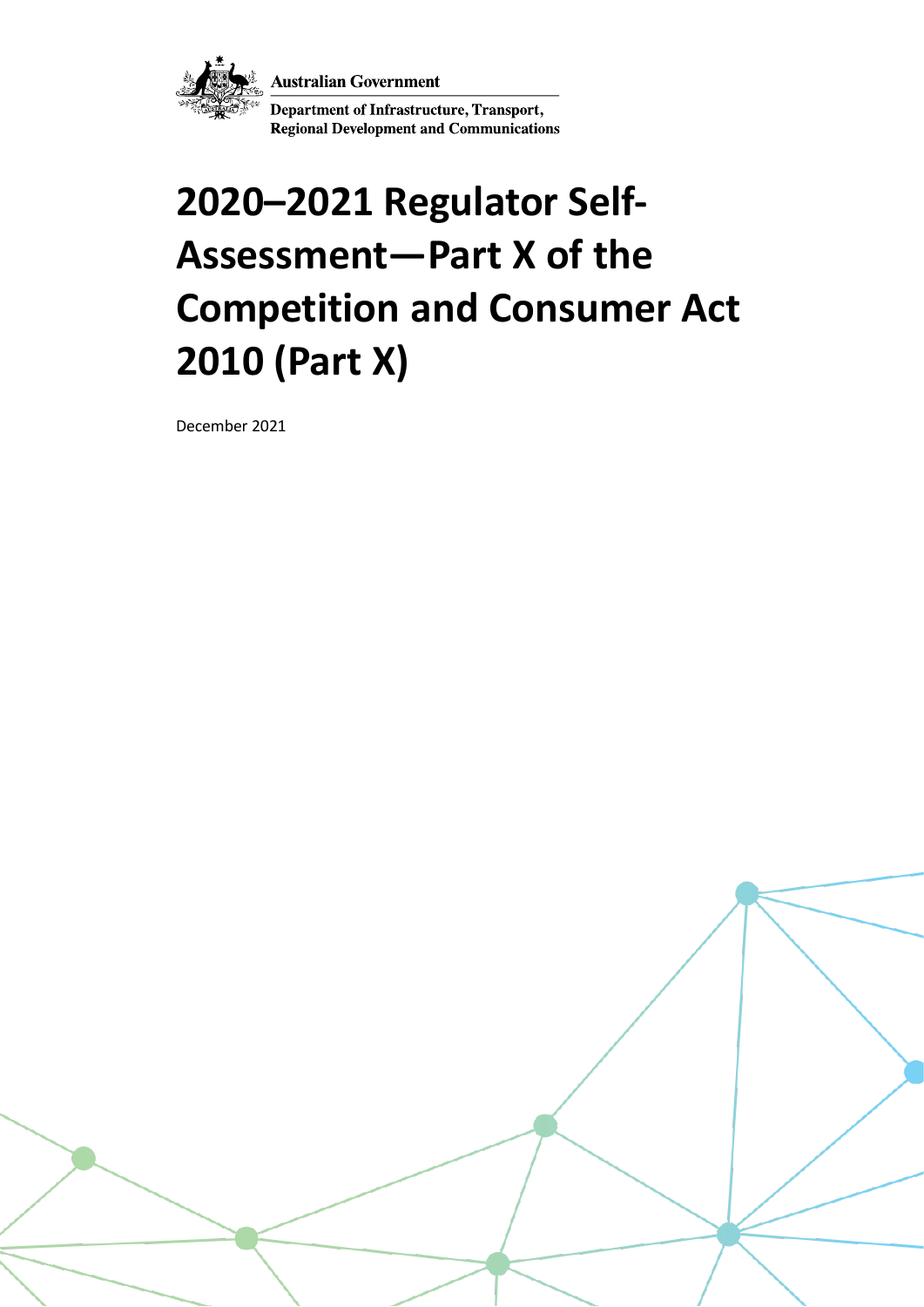Australian Government

Department of Infrastructure, Transport, Regional Development and Communications

# 2020–2021 Regulator Self-Assessment—Part X of the Competition and Consumer Act 2010 (Part X)

December 2021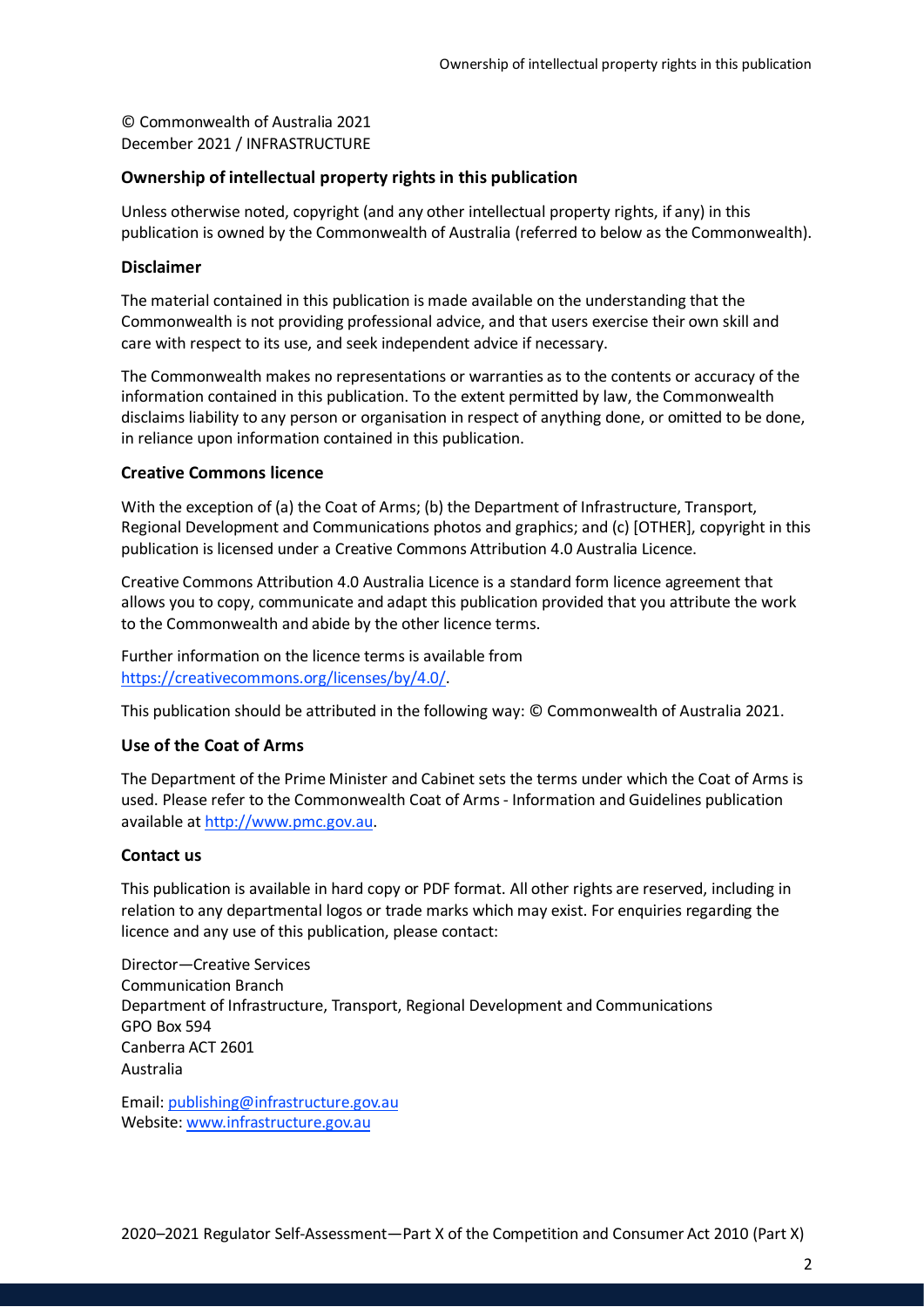© Commonwealth of Australia 2021
December 2021 / INFRASTRUCTURE

### Ownership of intellectual property rights in this publication

Unless otherwise noted, copyright (and any other intellectual property rights, if any) in this publication is owned by the Commonwealth of Australia (referred to below as the Commonwealth).

### Disclaimer

The material contained in this publication is made available on the understanding that the Commonwealth is not providing professional advice, and that users exercise their own skill and care with respect to its use, and seek independent advice if necessary.

The Commonwealth makes no representations or warranties as to the contents or accuracy of the information contained in this publication. To the extent permitted by law, the Commonwealth disclaims liability to any person or organisation in respect of anything done, or omitted to be done, in reliance upon information contained in this publication.

### Creative Commons licence

With the exception of (a) the Coat of Arms; (b) the Department of Infrastructure, Transport, Regional Development and Communications photos and graphics; and (c) [OTHER], copyright in this publication is licensed under a Creative Commons Attribution 4.0 Australia Licence.

Creative Commons Attribution 4.0 Australia Licence is a standard form licence agreement that allows you to copy, communicate and adapt this publication provided that you attribute the work to the Commonwealth and abide by the other licence terms.

Further information on the licence terms is available from https://creativecommons.org/licenses/by/4.0/.

This publication should be attributed in the following way: © Commonwealth of Australia 2021.

### Use of the Coat of Arms

The Department of the Prime Minister and Cabinet sets the terms under which the Coat of Arms is used. Please refer to the Commonwealth Coat of Arms - Information and Guidelines publication available at http://www.pmc.gov.au.

### Contact us

This publication is available in hard copy or PDF format. All other rights are reserved, including in relation to any departmental logos or trade marks which may exist. For enquiries regarding the licence and any use of this publication, please contact:

Director—Creative Services
Communication Branch
Department of Infrastructure, Transport, Regional Development and Communications
GPO Box 594
Canberra ACT 2601
Australia

Email: publishing@infrastructure.gov.au
Website: www.infrastructure.gov.au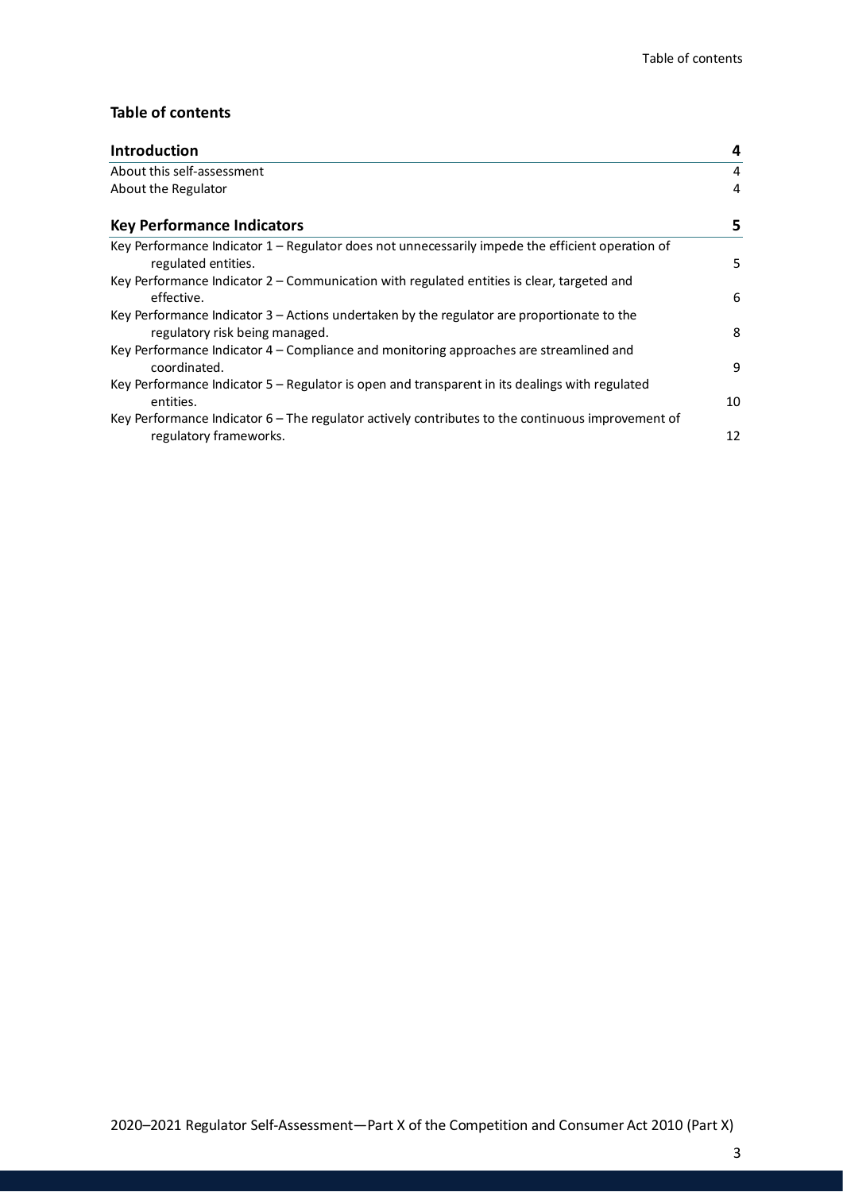## Table of contents

| **Introduction** | **4** |
|---|---|
| About this self-assessment | 4 |
| About the Regulator | 4 |
| **Key Performance Indicators** | **5** |
| Key Performance Indicator 1 – Regulator does not unnecessarily impede the efficient operation of regulated entities. | 5 |
| Key Performance Indicator 2 – Communication with regulated entities is clear, targeted and effective. | 6 |
| Key Performance Indicator 3 – Actions undertaken by the regulator are proportionate to the regulatory risk being managed. | 8 |
| Key Performance Indicator 4 – Compliance and monitoring approaches are streamlined and coordinated. | 9 |
| Key Performance Indicator 5 – Regulator is open and transparent in its dealings with regulated entities. | 10 |
| Key Performance Indicator 6 – The regulator actively contributes to the continuous improvement of regulatory frameworks. | 12 |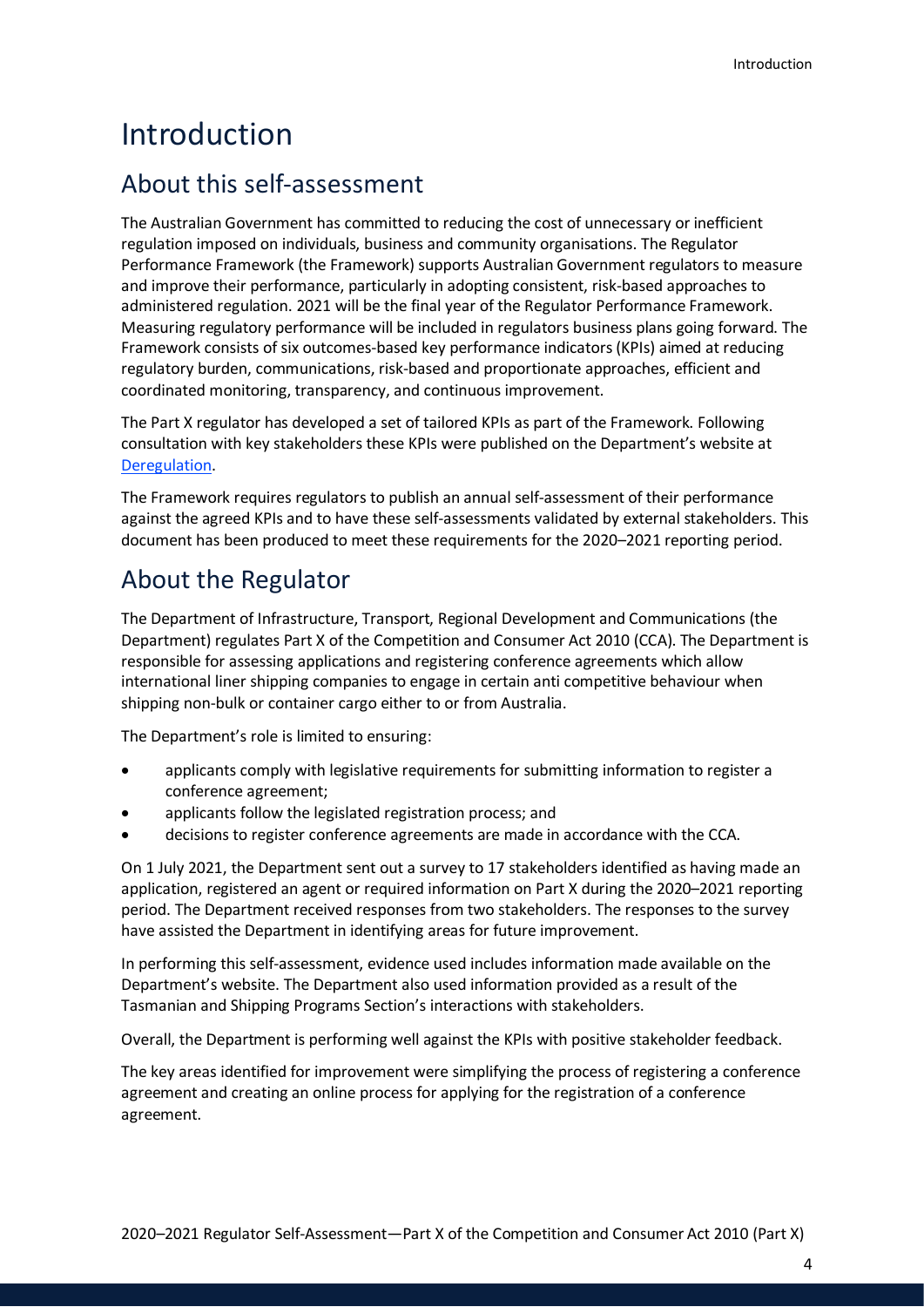# Introduction

## About this self-assessment

The Australian Government has committed to reducing the cost of unnecessary or inefficient regulation imposed on individuals, business and community organisations. The Regulator Performance Framework (the Framework) supports Australian Government regulators to measure and improve their performance, particularly in adopting consistent, risk-based approaches to administered regulation. 2021 will be the final year of the Regulator Performance Framework. Measuring regulatory performance will be included in regulators business plans going forward. The Framework consists of six outcomes-based key performance indicators (KPIs) aimed at reducing regulatory burden, communications, risk-based and proportionate approaches, efficient and coordinated monitoring, transparency, and continuous improvement.

The Part X regulator has developed a set of tailored KPIs as part of the Framework. Following consultation with key stakeholders these KPIs were published on the Department's website at Deregulation.

The Framework requires regulators to publish an annual self-assessment of their performance against the agreed KPIs and to have these self-assessments validated by external stakeholders. This document has been produced to meet these requirements for the 2020–2021 reporting period.

## About the Regulator

The Department of Infrastructure, Transport, Regional Development and Communications (the Department) regulates Part X of the Competition and Consumer Act 2010 (CCA). The Department is responsible for assessing applications and registering conference agreements which allow international liner shipping companies to engage in certain anti competitive behaviour when shipping non-bulk or container cargo either to or from Australia.

The Department's role is limited to ensuring:

- applicants comply with legislative requirements for submitting information to register a conference agreement;
- applicants follow the legislated registration process; and
- decisions to register conference agreements are made in accordance with the CCA.

On 1 July 2021, the Department sent out a survey to 17 stakeholders identified as having made an application, registered an agent or required information on Part X during the 2020–2021 reporting period. The Department received responses from two stakeholders. The responses to the survey have assisted the Department in identifying areas for future improvement.

In performing this self-assessment, evidence used includes information made available on the Department's website. The Department also used information provided as a result of the Tasmanian and Shipping Programs Section's interactions with stakeholders.

Overall, the Department is performing well against the KPIs with positive stakeholder feedback.

The key areas identified for improvement were simplifying the process of registering a conference agreement and creating an online process for applying for the registration of a conference agreement.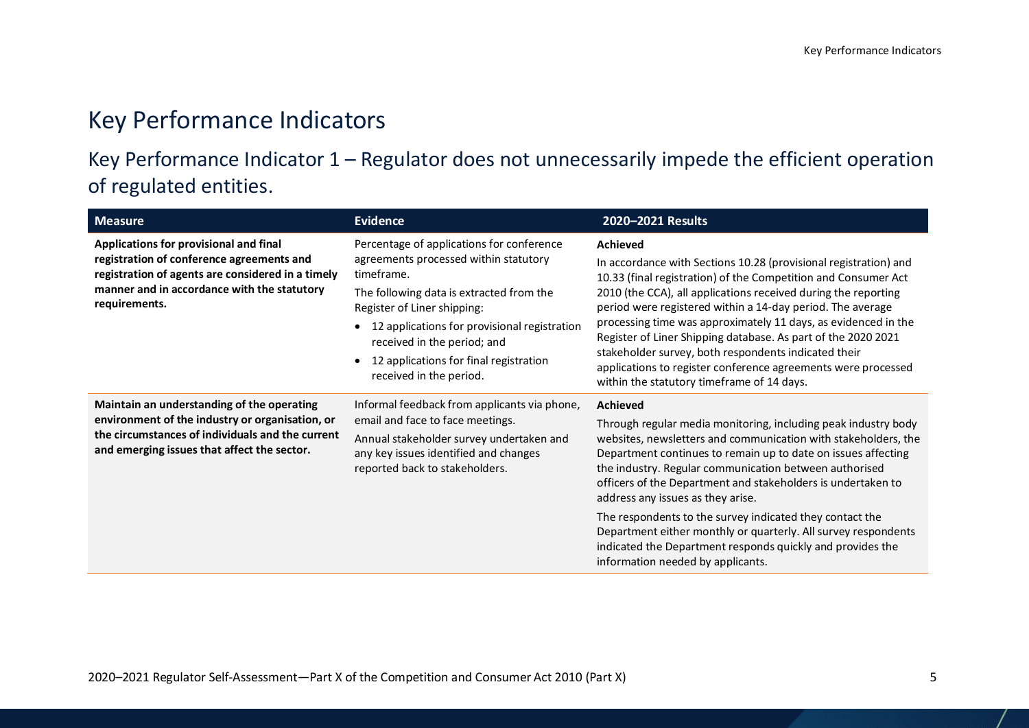# Key Performance Indicators

## Key Performance Indicator 1 – Regulator does not unnecessarily impede the efficient operation of regulated entities.

| Measure | Evidence | 2020–2021 Results |
|---|---|---|
| **Applications for provisional and final registration of conference agreements and registration of agents are considered in a timely manner and in accordance with the statutory requirements.** | Percentage of applications for conference agreements processed within statutory timeframe.<br>The following data is extracted from the Register of Liner shipping:<br>• 12 applications for provisional registration received in the period; and<br>• 12 applications for final registration received in the period. | **Achieved**<br>In accordance with Sections 10.28 (provisional registration) and 10.33 (final registration) of the Competition and Consumer Act 2010 (the CCA), all applications received during the reporting period were registered within a 14-day period. The average processing time was approximately 11 days, as evidenced in the Register of Liner Shipping database. As part of the 2020 2021 stakeholder survey, both respondents indicated their applications to register conference agreements were processed within the statutory timeframe of 14 days. |
| **Maintain an understanding of the operating environment of the industry or organisation, or the circumstances of individuals and the current and emerging issues that affect the sector.** | Informal feedback from applicants via phone, email and face to face meetings.<br>Annual stakeholder survey undertaken and any key issues identified and changes reported back to stakeholders. | **Achieved**<br>Through regular media monitoring, including peak industry body websites, newsletters and communication with stakeholders, the Department continues to remain up to date on issues affecting the industry. Regular communication between authorised officers of the Department and stakeholders is undertaken to address any issues as they arise.<br>The respondents to the survey indicated they contact the Department either monthly or quarterly. All survey respondents indicated the Department responds quickly and provides the information needed by applicants. |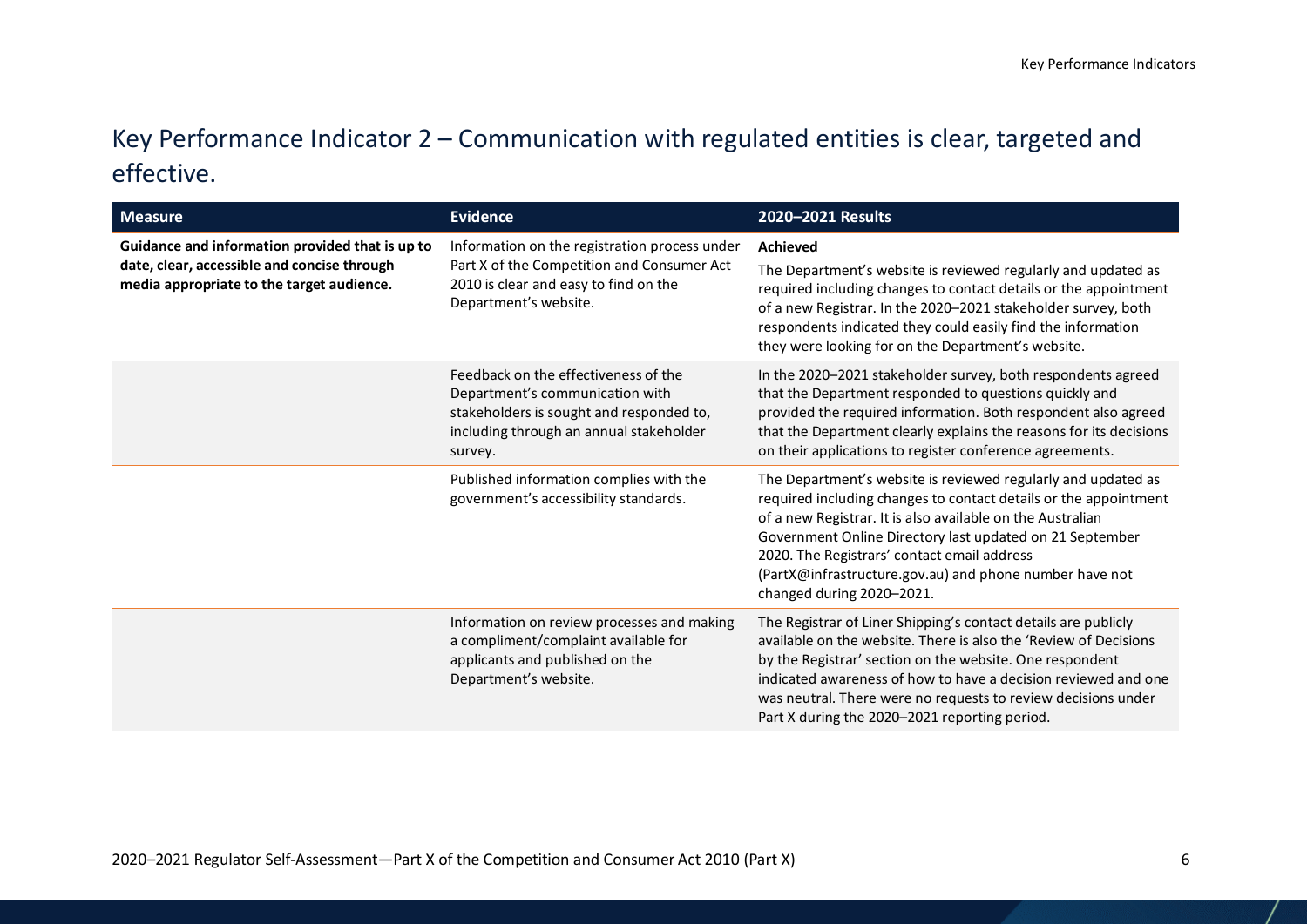## Key Performance Indicator 2 – Communication with regulated entities is clear, targeted and effective.

| Measure | Evidence | 2020–2021 Results |
|---|---|---|
| **Guidance and information provided that is up to date, clear, accessible and concise through media appropriate to the target audience.** | Information on the registration process under Part X of the Competition and Consumer Act 2010 is clear and easy to find on the Department's website. | **Achieved**<br>The Department's website is reviewed regularly and updated as required including changes to contact details or the appointment of a new Registrar. In the 2020–2021 stakeholder survey, both respondents indicated they could easily find the information they were looking for on the Department's website. |
| | Feedback on the effectiveness of the Department's communication with stakeholders is sought and responded to, including through an annual stakeholder survey. | In the 2020–2021 stakeholder survey, both respondents agreed that the Department responded to questions quickly and provided the required information. Both respondent also agreed that the Department clearly explains the reasons for its decisions on their applications to register conference agreements. |
| | Published information complies with the government's accessibility standards. | The Department's website is reviewed regularly and updated as required including changes to contact details or the appointment of a new Registrar. It is also available on the Australian Government Online Directory last updated on 21 September 2020. The Registrars' contact email address (PartX@infrastructure.gov.au) and phone number have not changed during 2020–2021. |
| | Information on review processes and making a compliment/complaint available for applicants and published on the Department's website. | The Registrar of Liner Shipping's contact details are publicly available on the website. There is also the 'Review of Decisions by the Registrar' section on the website. One respondent indicated awareness of how to have a decision reviewed and one was neutral. There were no requests to review decisions under Part X during the 2020–2021 reporting period. |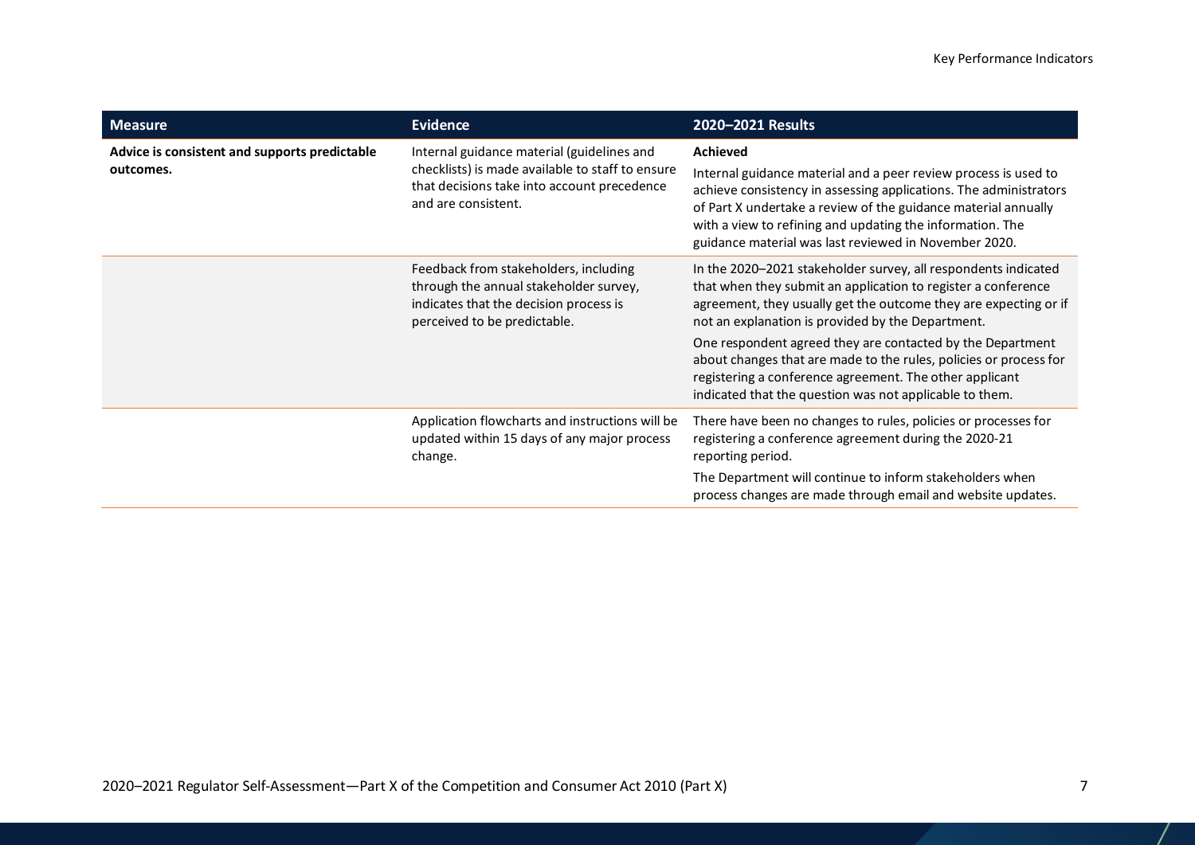| Measure | Evidence | 2020–2021 Results |
| --- | --- | --- |
| **Advice is consistent and supports predictable outcomes.** | Internal guidance material (guidelines and checklists) is made available to staff to ensure that decisions take into account precedence and are consistent. | **Achieved**<br><br>Internal guidance material and a peer review process is used to achieve consistency in assessing applications. The administrators of Part X undertake a review of the guidance material annually with a view to refining and updating the information. The guidance material was last reviewed in November 2020. |
| | Feedback from stakeholders, including through the annual stakeholder survey, indicates that the decision process is perceived to be predictable. | In the 2020–2021 stakeholder survey, all respondents indicated that when they submit an application to register a conference agreement, they usually get the outcome they are expecting or if not an explanation is provided by the Department.<br><br>One respondent agreed they are contacted by the Department about changes that are made to the rules, policies or process for registering a conference agreement. The other applicant indicated that the question was not applicable to them. |
| | Application flowcharts and instructions will be updated within 15 days of any major process change. | There have been no changes to rules, policies or processes for registering a conference agreement during the 2020-21 reporting period.<br><br>The Department will continue to inform stakeholders when process changes are made through email and website updates. |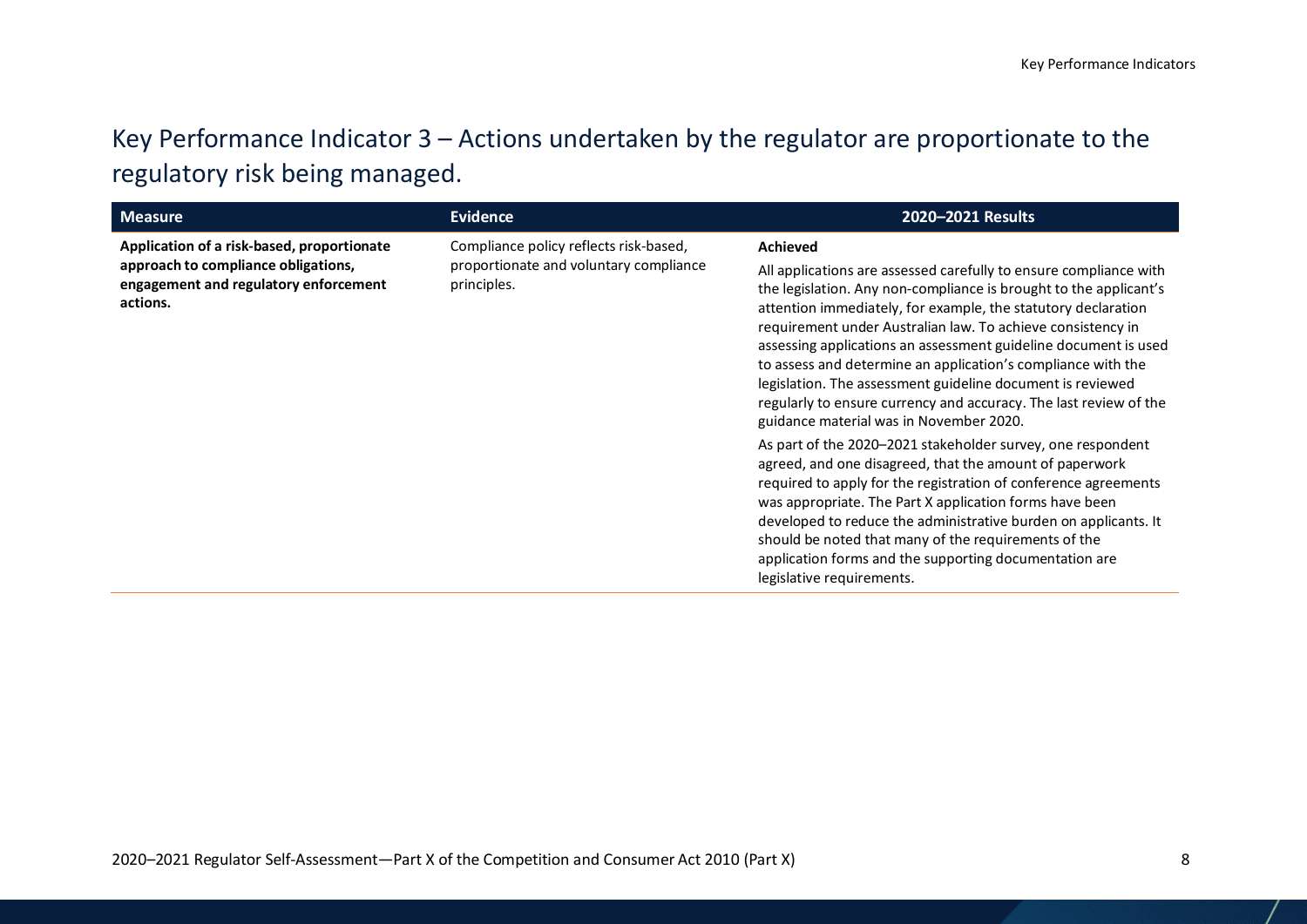## Key Performance Indicator 3 – Actions undertaken by the regulator are proportionate to the regulatory risk being managed.

| Measure | Evidence | 2020–2021 Results |
| --- | --- | --- |
| **Application of a risk-based, proportionate approach to compliance obligations, engagement and regulatory enforcement actions.** | Compliance policy reflects risk-based, proportionate and voluntary compliance principles. | **Achieved**<br><br>All applications are assessed carefully to ensure compliance with the legislation. Any non-compliance is brought to the applicant's attention immediately, for example, the statutory declaration requirement under Australian law. To achieve consistency in assessing applications an assessment guideline document is used to assess and determine an application's compliance with the legislation. The assessment guideline document is reviewed regularly to ensure currency and accuracy. The last review of the guidance material was in November 2020.<br><br>As part of the 2020–2021 stakeholder survey, one respondent agreed, and one disagreed, that the amount of paperwork required to apply for the registration of conference agreements was appropriate. The Part X application forms have been developed to reduce the administrative burden on applicants. It should be noted that many of the requirements of the application forms and the supporting documentation are legislative requirements. |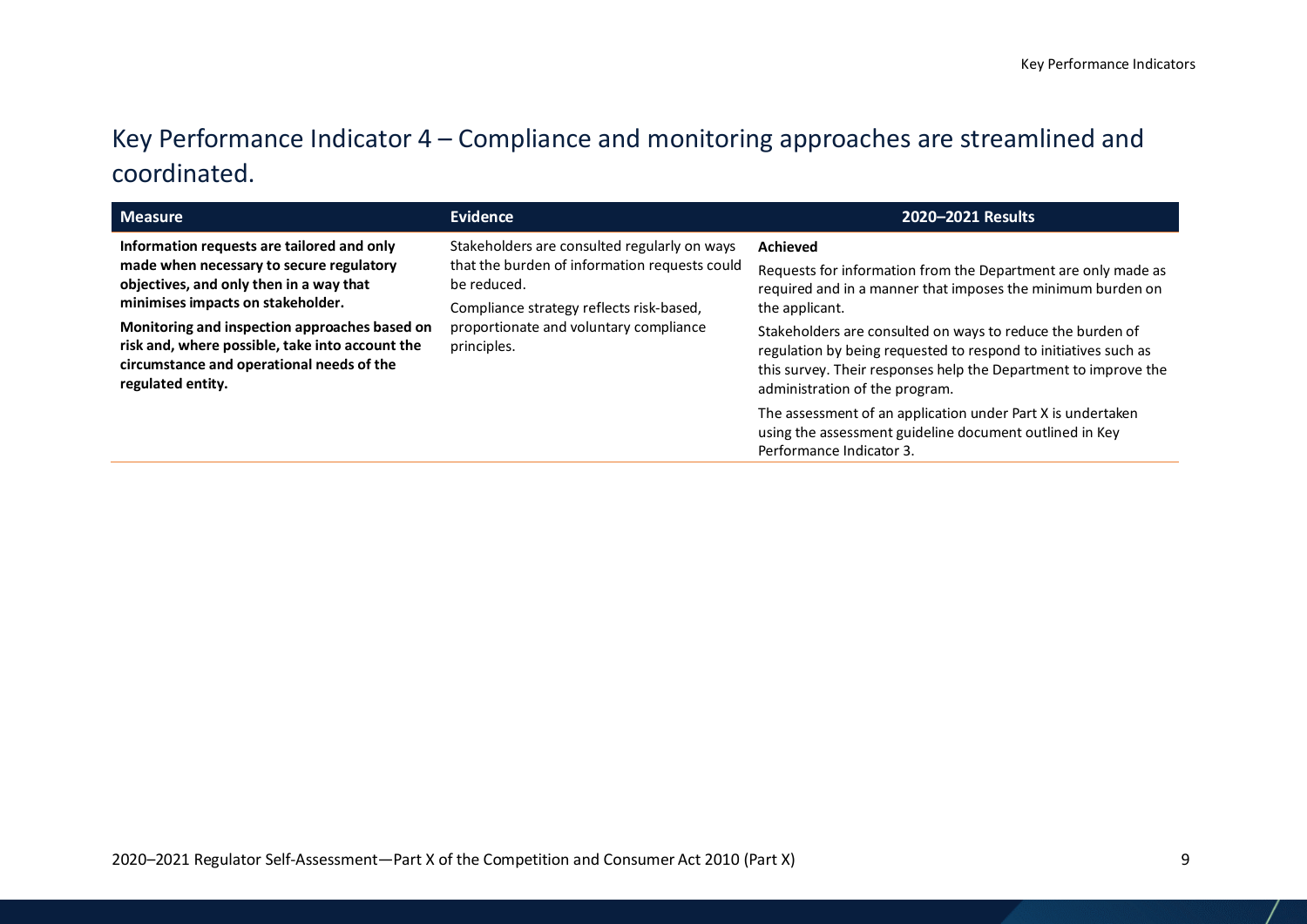## Key Performance Indicator 4 – Compliance and monitoring approaches are streamlined and coordinated.

| Measure | Evidence | 2020–2021 Results |
|---|---|---|
| **Information requests are tailored and only made when necessary to secure regulatory objectives, and only then in a way that minimises impacts on stakeholder.**<br><br>**Monitoring and inspection approaches based on risk and, where possible, take into account the circumstance and operational needs of the regulated entity.** | Stakeholders are consulted regularly on ways that the burden of information requests could be reduced.<br><br>Compliance strategy reflects risk-based, proportionate and voluntary compliance principles. | **Achieved**<br><br>Requests for information from the Department are only made as required and in a manner that imposes the minimum burden on the applicant.<br><br>Stakeholders are consulted on ways to reduce the burden of regulation by being requested to respond to initiatives such as this survey. Their responses help the Department to improve the administration of the program.<br><br>The assessment of an application under Part X is undertaken using the assessment guideline document outlined in Key Performance Indicator 3. |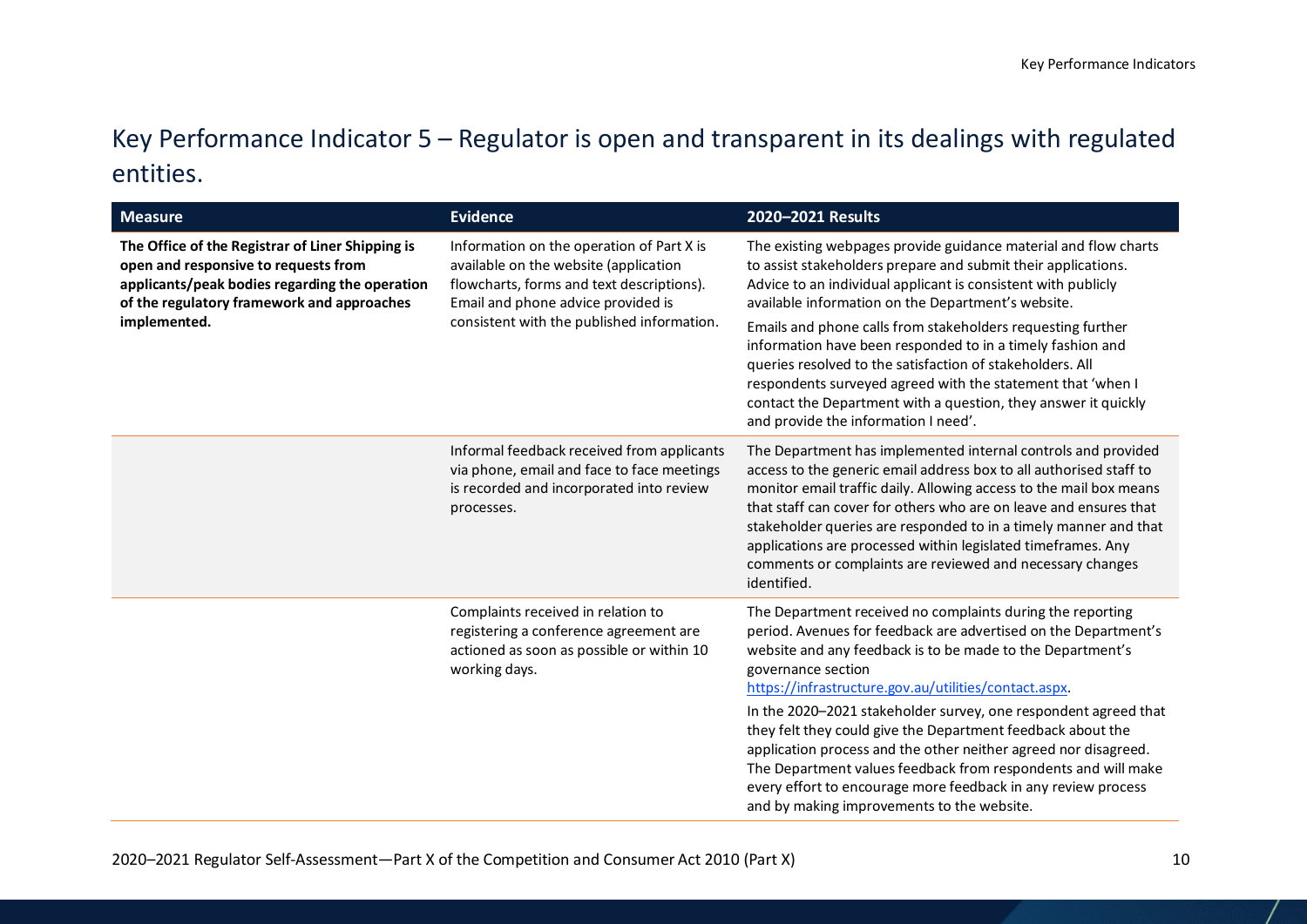# Key Performance Indicator 5 – Regulator is open and transparent in its dealings with regulated entities.

| Measure | Evidence | 2020–2021 Results |
| --- | --- | --- |
| **The Office of the Registrar of Liner Shipping is open and responsive to requests from applicants/peak bodies regarding the operation of the regulatory framework and approaches implemented.** | Information on the operation of Part X is available on the website (application flowcharts, forms and text descriptions). Email and phone advice provided is consistent with the published information. | The existing webpages provide guidance material and flow charts to assist stakeholders prepare and submit their applications. Advice to an individual applicant is consistent with publicly available information on the Department's website. <br><br> Emails and phone calls from stakeholders requesting further information have been responded to in a timely fashion and queries resolved to the satisfaction of stakeholders. All respondents surveyed agreed with the statement that 'when I contact the Department with a question, they answer it quickly and provide the information I need'. |
| | Informal feedback received from applicants via phone, email and face to face meetings is recorded and incorporated into review processes. | The Department has implemented internal controls and provided access to the generic email address box to all authorised staff to monitor email traffic daily. Allowing access to the mail box means that staff can cover for others who are on leave and ensures that stakeholder queries are responded to in a timely manner and that applications are processed within legislated timeframes. Any comments or complaints are reviewed and necessary changes identified. |
| | Complaints received in relation to registering a conference agreement are actioned as soon as possible or within 10 working days. | The Department received no complaints during the reporting period. Avenues for feedback are advertised on the Department's website and any feedback is to be made to the Department's governance section https://infrastructure.gov.au/utilities/contact.aspx. <br><br> In the 2020–2021 stakeholder survey, one respondent agreed that they felt they could give the Department feedback about the application process and the other neither agreed nor disagreed. The Department values feedback from respondents and will make every effort to encourage more feedback in any review process and by making improvements to the website. |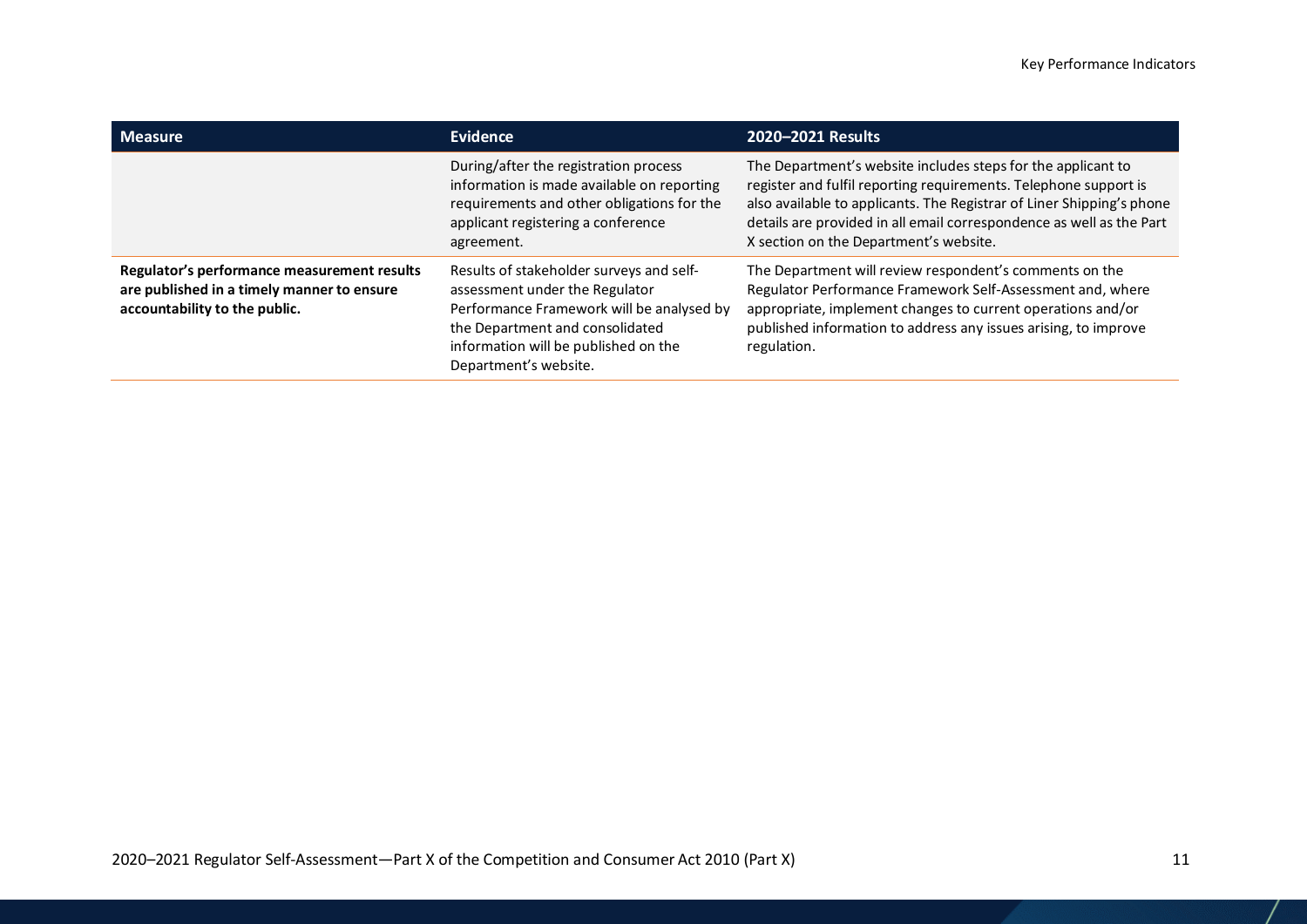| Measure | Evidence | 2020–2021 Results |
| --- | --- | --- |
| | During/after the registration process information is made available on reporting requirements and other obligations for the applicant registering a conference agreement. | The Department's website includes steps for the applicant to register and fulfil reporting requirements. Telephone support is also available to applicants. The Registrar of Liner Shipping's phone details are provided in all email correspondence as well as the Part X section on the Department's website. |
| **Regulator's performance measurement results are published in a timely manner to ensure accountability to the public.** | Results of stakeholder surveys and self-assessment under the Regulator Performance Framework will be analysed by the Department and consolidated information will be published on the Department's website. | The Department will review respondent's comments on the Regulator Performance Framework Self-Assessment and, where appropriate, implement changes to current operations and/or published information to address any issues arising, to improve regulation. |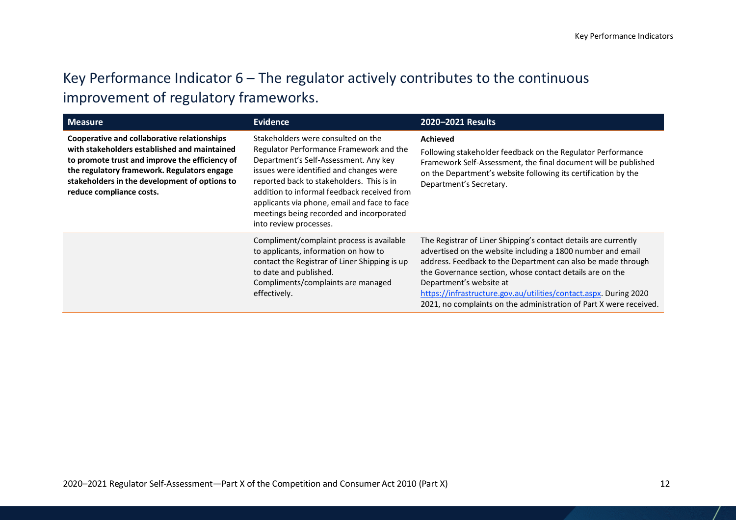## Key Performance Indicator 6 – The regulator actively contributes to the continuous improvement of regulatory frameworks.

| Measure | Evidence | 2020–2021 Results |
| --- | --- | --- |
| **Cooperative and collaborative relationships with stakeholders established and maintained to promote trust and improve the efficiency of the regulatory framework. Regulators engage stakeholders in the development of options to reduce compliance costs.** | Stakeholders were consulted on the Regulator Performance Framework and the Department's Self-Assessment. Any key issues were identified and changes were reported back to stakeholders. This is in addition to informal feedback received from applicants via phone, email and face to face meetings being recorded and incorporated into review processes. | **Achieved**<br>Following stakeholder feedback on the Regulator Performance Framework Self-Assessment, the final document will be published on the Department's website following its certification by the Department's Secretary. |
| | Compliment/complaint process is available to applicants, information on how to contact the Registrar of Liner Shipping is up to date and published. Compliments/complaints are managed effectively. | The Registrar of Liner Shipping's contact details are currently advertised on the website including a 1800 number and email address. Feedback to the Department can also be made through the Governance section, whose contact details are on the Department's website at https://infrastructure.gov.au/utilities/contact.aspx. During 2020 2021, no complaints on the administration of Part X were received. |